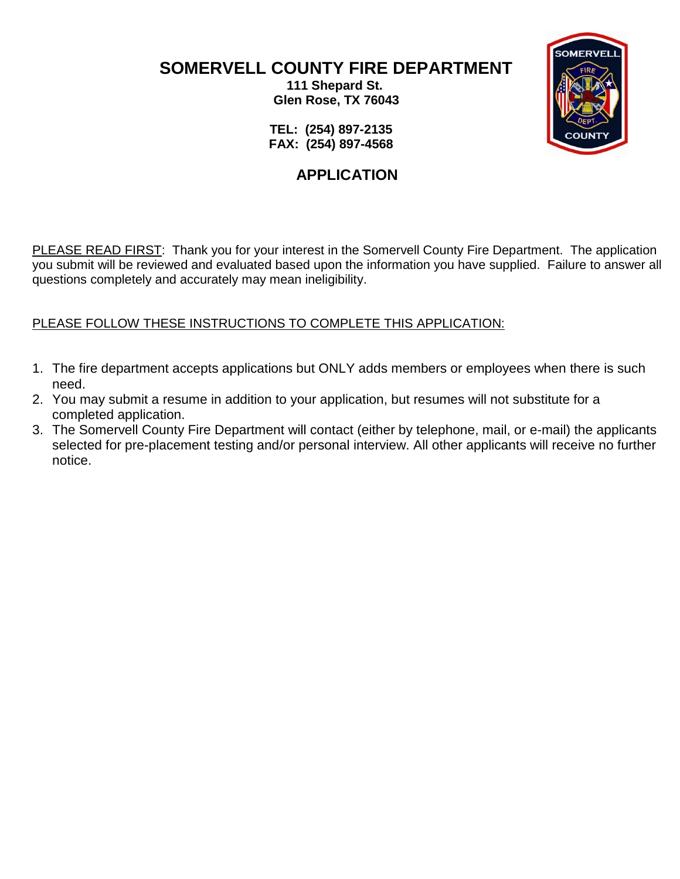# SOMERVELL COUNTY FIRE DEPARTMENT

**111 Shepard St.**
**Glen Rose, TX 76043**

**TEL: (254) 897-2135**
**FAX: (254) 897-4568**

## APPLICATION

PLEASE READ FIRST: Thank you for your interest in the Somervell County Fire Department. The application you submit will be reviewed and evaluated based upon the information you have supplied. Failure to answer all questions completely and accurately may mean ineligibility.

PLEASE FOLLOW THESE INSTRUCTIONS TO COMPLETE THIS APPLICATION:

1. The fire department accepts applications but ONLY adds members or employees when there is such need.
2. You may submit a resume in addition to your application, but resumes will not substitute for a completed application.
3. The Somervell County Fire Department will contact (either by telephone, mail, or e-mail) the applicants selected for pre-placement testing and/or personal interview. All other applicants will receive no further notice.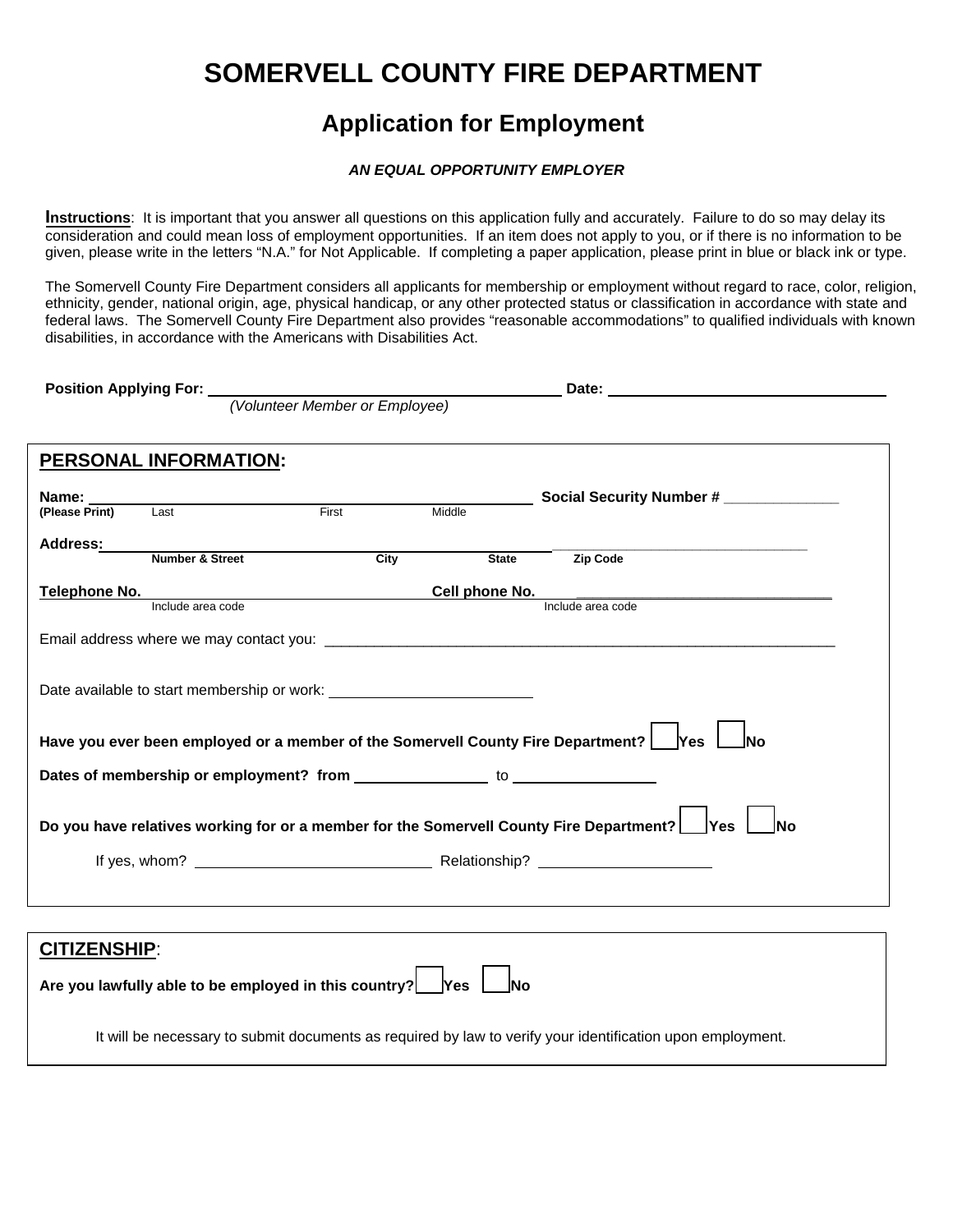# SOMERVELL COUNTY FIRE DEPARTMENT

## Application for Employment

***AN EQUAL OPPORTUNITY EMPLOYER***

**Instructions**: It is important that you answer all questions on this application fully and accurately. Failure to do so may delay its consideration and could mean loss of employment opportunities. If an item does not apply to you, or if there is no information to be given, please write in the letters "N.A." for Not Applicable. If completing a paper application, please print in blue or black ink or type.

The Somervell County Fire Department considers all applicants for membership or employment without regard to race, color, religion, ethnicity, gender, national origin, age, physical handicap, or any other protected status or classification in accordance with state and federal laws. The Somervell County Fire Department also provides "reasonable accommodations" to qualified individuals with known disabilities, in accordance with the Americans with Disabilities Act.

**Position Applying For:** ________________________ **Date:** ________________________
*(Volunteer Member or Employee)*

### PERSONAL INFORMATION:

**Name:** ________________________ **Social Security Number #** ______________
**(Please Print)** Last First Middle

**Address:** ________________________
**Number & Street** **City** **State** **Zip Code**

**Telephone No.** ________________________ **Cell phone No.** ________________________
Include area code Include area code

Email address where we may contact you: ________________________

Date available to start membership or work: ________________________

**Have you ever been employed or a member of the Somervell County Fire Department?** ☐ **Yes** ☐ **No**

**Dates of membership or employment? from** ______________ to ______________

**Do you have relatives working for or a member for the Somervell County Fire Department?** ☐ **Yes** ☐ **No**

If yes, whom? ________________________ Relationship? ________________________

### CITIZENSHIP:

**Are you lawfully able to be employed in this country?** ☐ **Yes** ☐ **No**

It will be necessary to submit documents as required by law to verify your identification upon employment.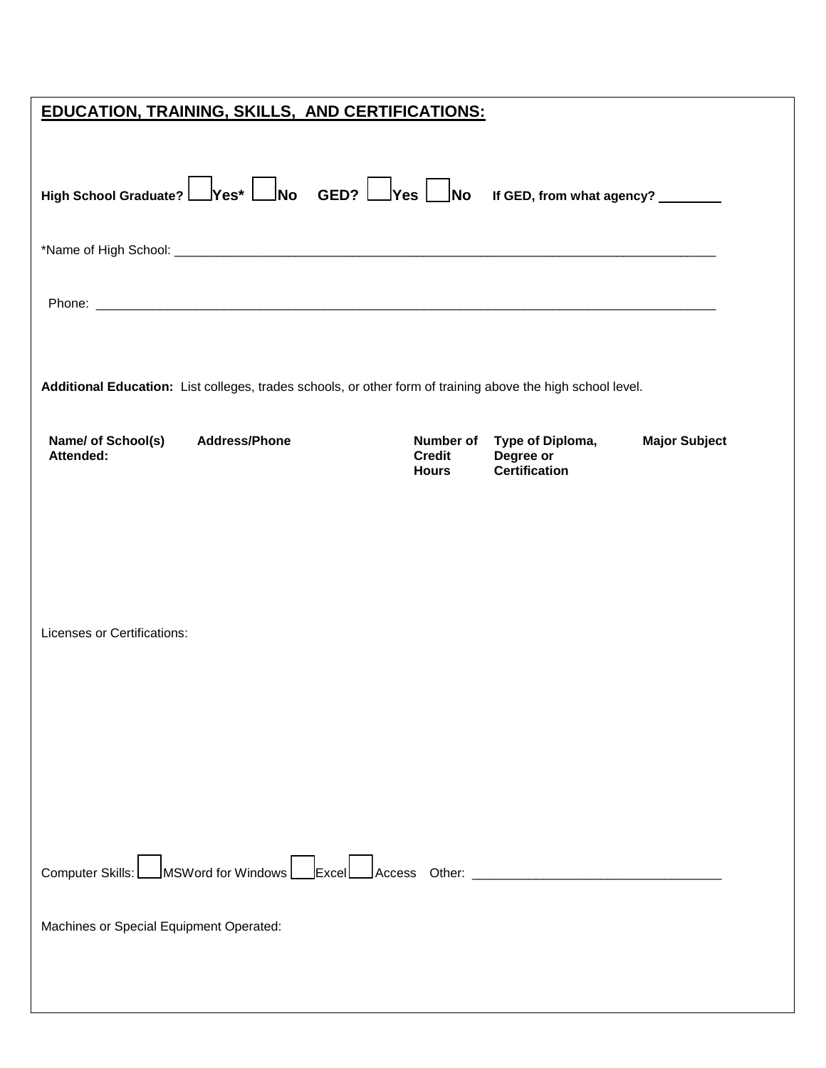## EDUCATION, TRAINING, SKILLS, AND CERTIFICATIONS:

**High School Graduate?** ☐ **Yes*** ☐ **No** **GED?** ☐ **Yes** ☐ **No** **If GED, from what agency?** ________

*Name of High School: ______________________________________________________________________________

Phone: __________________________________________________________________________________________

**Additional Education:** List colleges, trades schools, or other form of training above the high school level.

| Name/ of School(s) Attended: | Address/Phone | Number of Credit Hours | Type of Diploma, Degree or Certification | Major Subject |
|---|---|---|---|---|
| | | | | |

Licenses or Certifications:

Computer Skills: ☐ MSWord for Windows ☐ Excel ☐ Access Other: ___________________________________

Machines or Special Equipment Operated: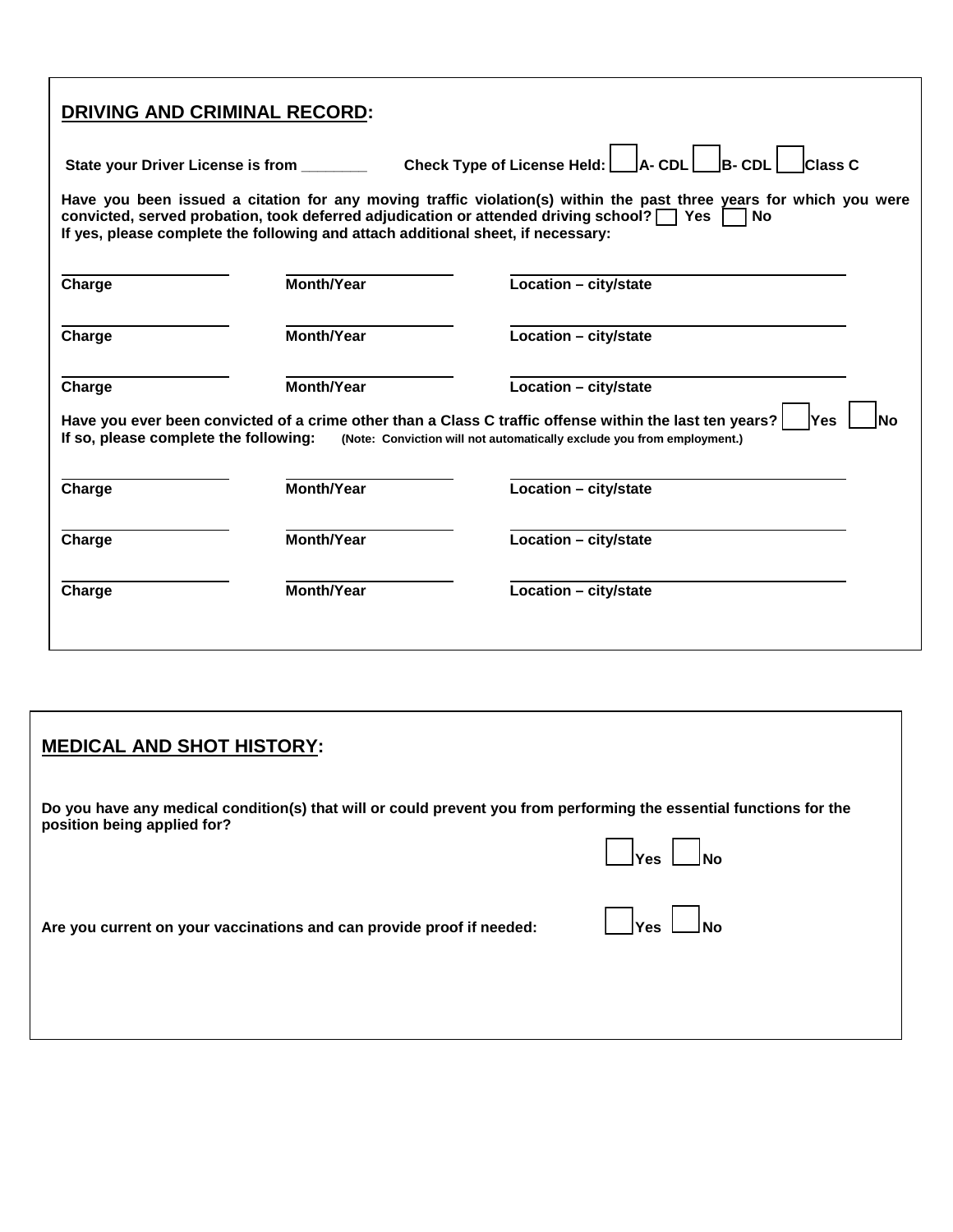## DRIVING AND CRIMINAL RECORD:

**State your Driver License is from ________** **Check Type of License Held:** ☐ **A- CDL** ☐ **B- CDL** ☐ **Class C**

**Have you been issued a citation for any moving traffic violation(s) within the past three years for which you were convicted, served probation, took deferred adjudication or attended driving school?** ☐ **Yes** ☐ **No**
**If yes, please complete the following and attach additional sheet, if necessary:**

| Charge | Month/Year | Location – city/state |
|---|---|---|
| | | |
| | | |
| | | |

**Have you ever been convicted of a crime other than a Class C traffic offense within the last ten years?** ☐ **Yes** ☐ **No**
**If so, please complete the following:** **(Note: Conviction will not automatically exclude you from employment.)**

| Charge | Month/Year | Location – city/state |
|---|---|---|
| | | |
| | | |
| | | |

## MEDICAL AND SHOT HISTORY:

**Do you have any medical condition(s) that will or could prevent you from performing the essential functions for the position being applied for?**

☐ **Yes** ☐ **No**

**Are you current on your vaccinations and can provide proof if needed:** ☐ **Yes** ☐ **No**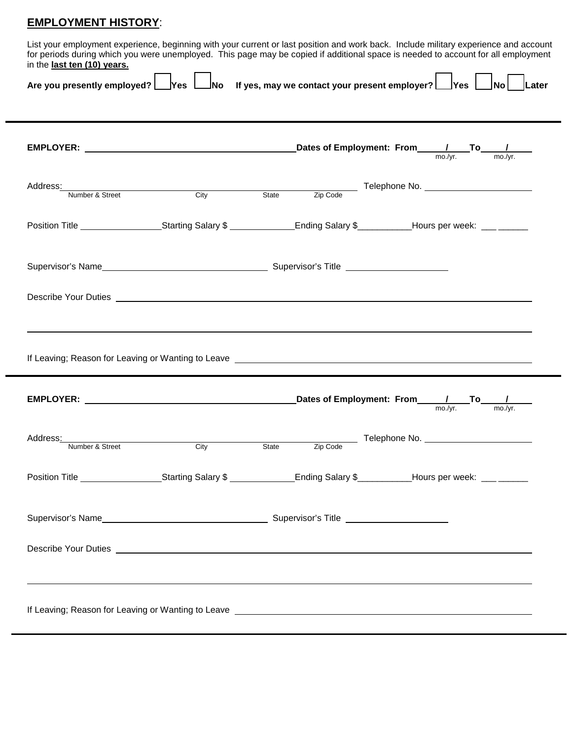## EMPLOYMENT HISTORY:

List your employment experience, beginning with your current or last position and work back. Include military experience and account for periods during which you were unemployed. This page may be copied if additional space is needed to account for all employment in the **last ten (10) years.**

**Are you presently employed?** ☐ **Yes** ☐ **No** **If yes, may we contact your present employer?** ☐ **Yes** ☐ **No** ☐ **Later**

---

**EMPLOYER:** ________________________________________ **Dates of Employment: From** ____/____ **To** ____/____
mo./yr. mo./yr.

Address: ________________________________________ Telephone No. ____________________
Number & Street City State Zip Code

Position Title ______________ Starting Salary $ ____________ Ending Salary $__________ Hours per week: ___ ______

Supervisor's Name ______________________________ Supervisor's Title ____________________

Describe Your Duties ____________________________________________________________

____________________________________________________________

If Leaving; Reason for Leaving or Wanting to Leave ____________________________________________

---

**EMPLOYER:** ________________________________________ **Dates of Employment: From** ____/____ **To** ____/____
mo./yr. mo./yr.

Address: ________________________________________ Telephone No. ____________________
Number & Street City State Zip Code

Position Title ______________ Starting Salary $ ____________ Ending Salary $__________ Hours per week: ___ ______

Supervisor's Name ______________________________ Supervisor's Title ____________________

Describe Your Duties ____________________________________________________________

____________________________________________________________

If Leaving; Reason for Leaving or Wanting to Leave ____________________________________________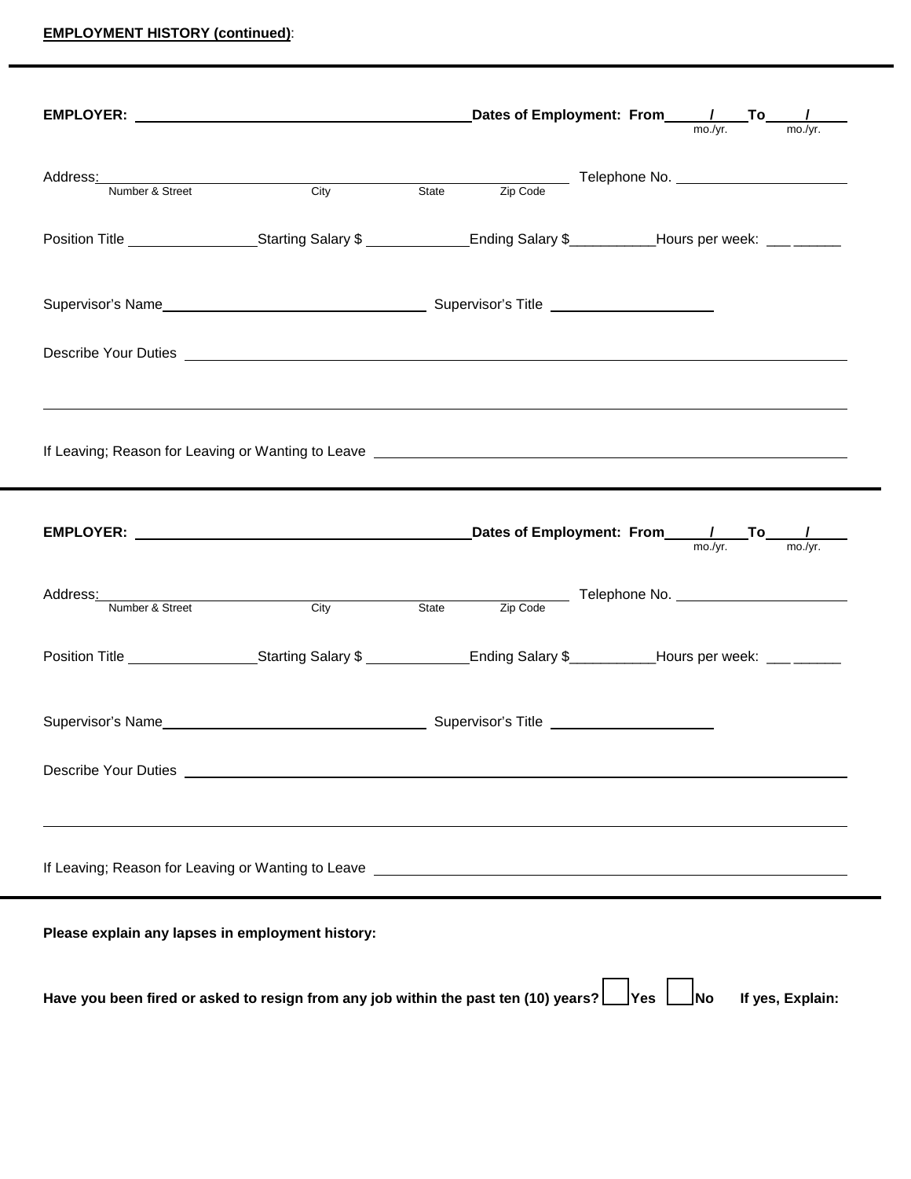**EMPLOYMENT HISTORY (continued)**:

---

**EMPLOYER:** ______________________________ **Dates of Employment: From** ____/____ **To** ____/____
mo./yr. mo./yr.

Address: ______________________________________________ Telephone No. ______________________
Number & Street City State Zip Code

Position Title ______________ Starting Salary $ ___________ Ending Salary $__________ Hours per week: ___ ______

Supervisor's Name ______________________________ Supervisor's Title ____________________

Describe Your Duties ______________________________________________________________________

__________________________________________________________________________________________

If Leaving; Reason for Leaving or Wanting to Leave ____________________________________________

---

**EMPLOYER:** ______________________________ **Dates of Employment: From** ____/____ **To** ____/____
mo./yr. mo./yr.

Address: ______________________________________________ Telephone No. ______________________
Number & Street City State Zip Code

Position Title ______________ Starting Salary $ ___________ Ending Salary $__________ Hours per week: ___ ______

Supervisor's Name ______________________________ Supervisor's Title ____________________

Describe Your Duties ______________________________________________________________________

__________________________________________________________________________________________

If Leaving; Reason for Leaving or Wanting to Leave ____________________________________________

---

**Please explain any lapses in employment history:**

**Have you been fired or asked to resign from any job within the past ten (10) years?** ☐ **Yes** ☐ **No** **If yes, Explain:**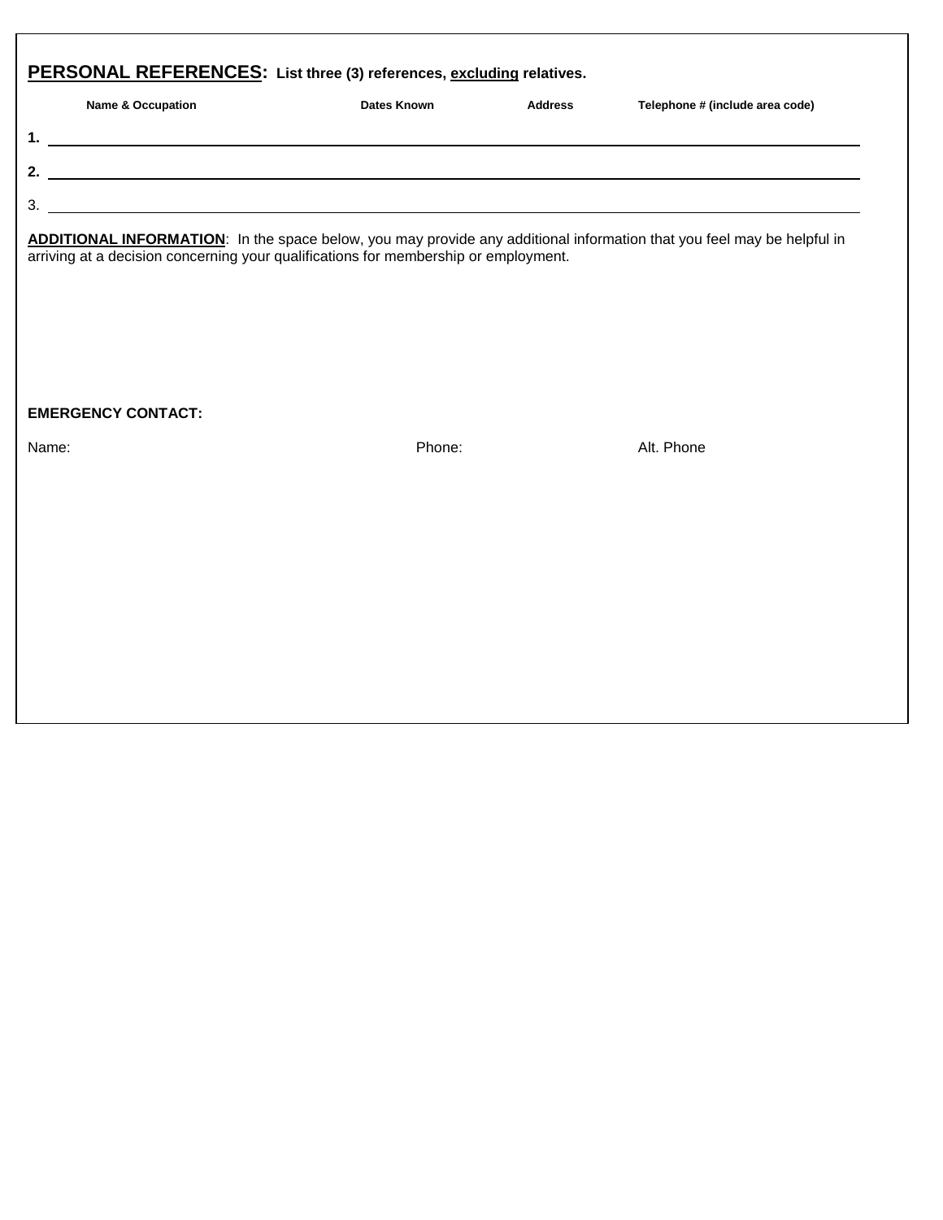## **PERSONAL REFERENCES:** **List three (3) references, <u>excluding</u> relatives.**

| | Name & Occupation | Dates Known | Address | Telephone # (include area code) |
|---|---|---|---|---|
| **1.** | | | | |
| **2.** | | | | |
| 3. | | | | |

**ADDITIONAL INFORMATION**: In the space below, you may provide any additional information that you feel may be helpful in arriving at a decision concerning your qualifications for membership or employment.

**EMERGENCY CONTACT:**

Name: Phone: Alt. Phone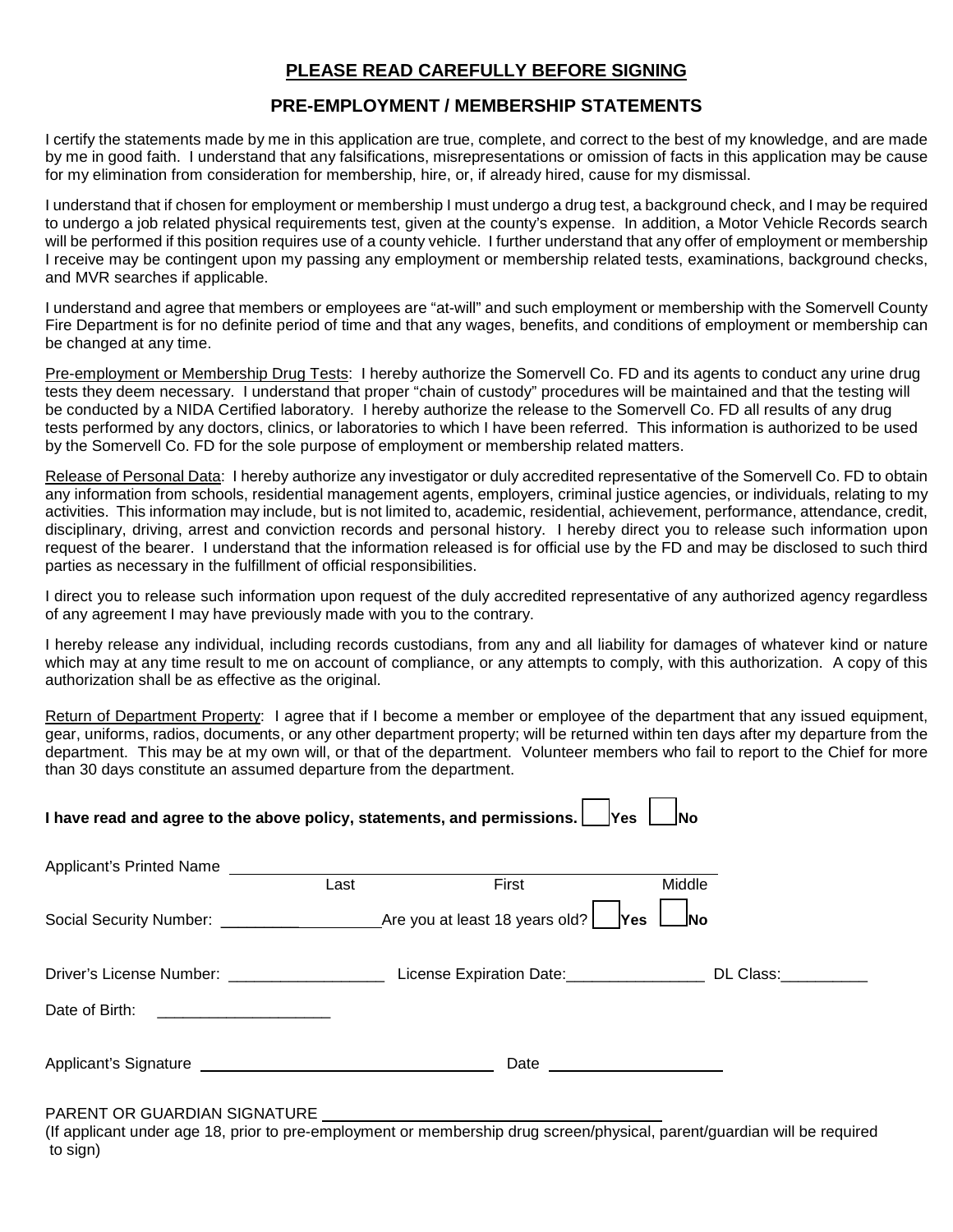## PLEASE READ CAREFULLY BEFORE SIGNING

## PRE-EMPLOYMENT / MEMBERSHIP STATEMENTS

I certify the statements made by me in this application are true, complete, and correct to the best of my knowledge, and are made by me in good faith. I understand that any falsifications, misrepresentations or omission of facts in this application may be cause for my elimination from consideration for membership, hire, or, if already hired, cause for my dismissal.

I understand that if chosen for employment or membership I must undergo a drug test, a background check, and I may be required to undergo a job related physical requirements test, given at the county's expense. In addition, a Motor Vehicle Records search will be performed if this position requires use of a county vehicle. I further understand that any offer of employment or membership I receive may be contingent upon my passing any employment or membership related tests, examinations, background checks, and MVR searches if applicable.

I understand and agree that members or employees are "at-will" and such employment or membership with the Somervell County Fire Department is for no definite period of time and that any wages, benefits, and conditions of employment or membership can be changed at any time.

Pre-employment or Membership Drug Tests: I hereby authorize the Somervell Co. FD and its agents to conduct any urine drug tests they deem necessary. I understand that proper "chain of custody" procedures will be maintained and that the testing will be conducted by a NIDA Certified laboratory. I hereby authorize the release to the Somervell Co. FD all results of any drug tests performed by any doctors, clinics, or laboratories to which I have been referred. This information is authorized to be used by the Somervell Co. FD for the sole purpose of employment or membership related matters.

Release of Personal Data: I hereby authorize any investigator or duly accredited representative of the Somervell Co. FD to obtain any information from schools, residential management agents, employers, criminal justice agencies, or individuals, relating to my activities. This information may include, but is not limited to, academic, residential, achievement, performance, attendance, credit, disciplinary, driving, arrest and conviction records and personal history. I hereby direct you to release such information upon request of the bearer. I understand that the information released is for official use by the FD and may be disclosed to such third parties as necessary in the fulfillment of official responsibilities.

I direct you to release such information upon request of the duly accredited representative of any authorized agency regardless of any agreement I may have previously made with you to the contrary.

I hereby release any individual, including records custodians, from any and all liability for damages of whatever kind or nature which may at any time result to me on account of compliance, or any attempts to comply, with this authorization. A copy of this authorization shall be as effective as the original.

Return of Department Property: I agree that if I become a member or employee of the department that any issued equipment, gear, uniforms, radios, documents, or any other department property; will be returned within ten days after my departure from the department. This may be at my own will, or that of the department. Volunteer members who fail to report to the Chief for more than 30 days constitute an assumed departure from the department.

**I have read and agree to the above policy, statements, and permissions.** ☐ **Yes** ☐ **No**

Applicant's Printed Name ________________________________________________
Last First Middle

Social Security Number: ____________________ Are you at least 18 years old? ☐ **Yes** ☐ **No**

Driver's License Number: __________________ License Expiration Date:________________ DL Class:__________

Date of Birth: ____________________

Applicant's Signature ________________________________ Date ____________________

PARENT OR GUARDIAN SIGNATURE ______________________________________

(If applicant under age 18, prior to pre-employment or membership drug screen/physical, parent/guardian will be required to sign)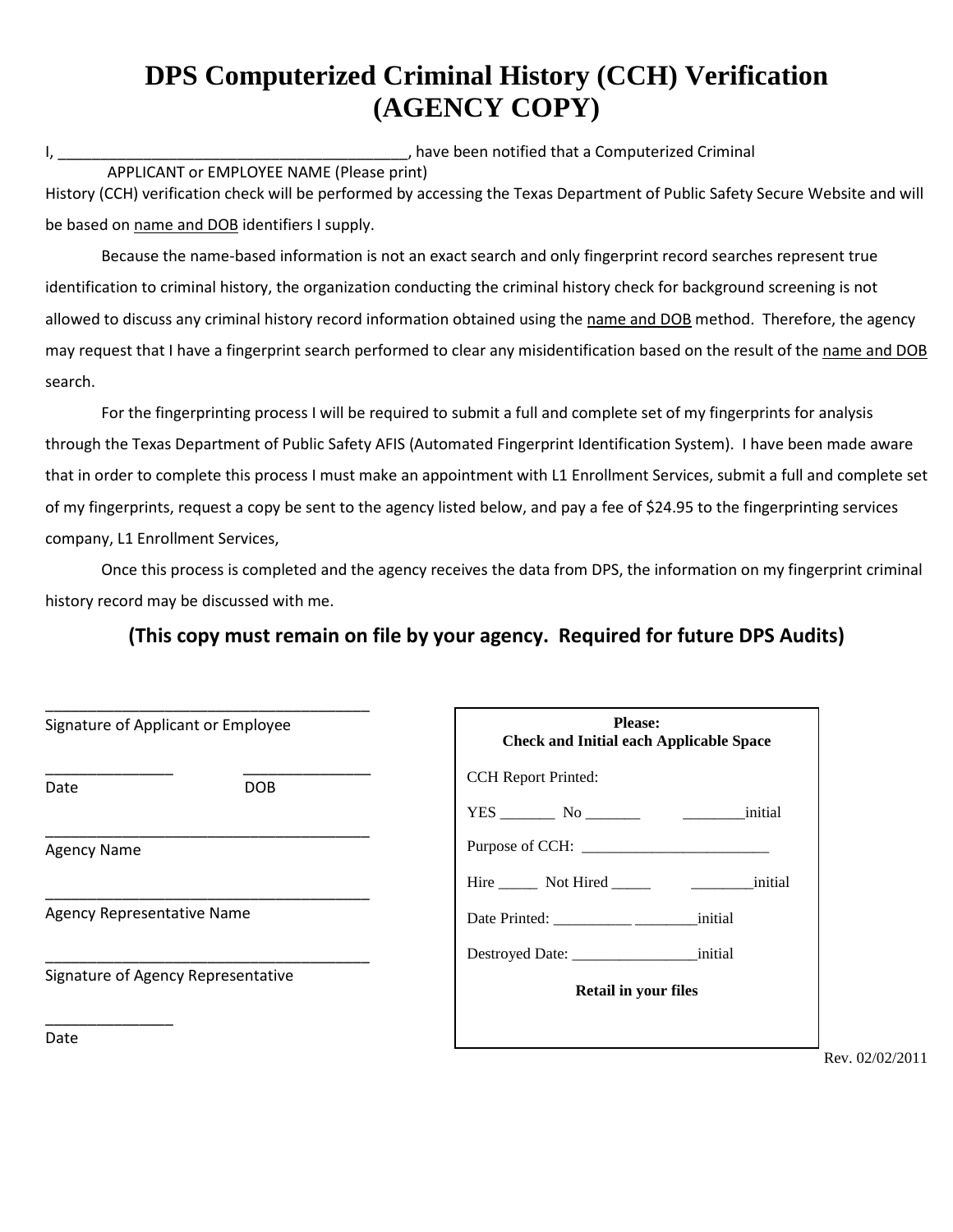# DPS Computerized Criminal History (CCH) Verification (AGENCY COPY)

I, ___________________________________________, have been notified that a Computerized Criminal
APPLICANT or EMPLOYEE NAME (Please print)
History (CCH) verification check will be performed by accessing the Texas Department of Public Safety Secure Website and will be based on name and DOB identifiers I supply.

Because the name-based information is not an exact search and only fingerprint record searches represent true identification to criminal history, the organization conducting the criminal history check for background screening is not allowed to discuss any criminal history record information obtained using the name and DOB method. Therefore, the agency may request that I have a fingerprint search performed to clear any misidentification based on the result of the name and DOB search.

For the fingerprinting process I will be required to submit a full and complete set of my fingerprints for analysis through the Texas Department of Public Safety AFIS (Automated Fingerprint Identification System). I have been made aware that in order to complete this process I must make an appointment with L1 Enrollment Services, submit a full and complete set of my fingerprints, request a copy be sent to the agency listed below, and pay a fee of $24.95 to the fingerprinting services company, L1 Enrollment Services,

Once this process is completed and the agency receives the data from DPS, the information on my fingerprint criminal history record may be discussed with me.

**(This copy must remain on file by your agency. Required for future DPS Audits)**

_______________________________________
Signature of Applicant or Employee

_______________ _______________
Date DOB

_______________________________________
Agency Name

_______________________________________
Agency Representative Name

_______________________________________
Signature of Agency Representative

_______________
Date

**Please:**
**Check and Initial each Applicable Space**

CCH Report Printed:

YES _______ No _______ ________initial

Purpose of CCH: ________________________

Hire _____ Not Hired _____ ________initial

Date Printed: __________ ________initial

Destroyed Date: ________________initial

**Retail in your files**

Rev. 02/02/2011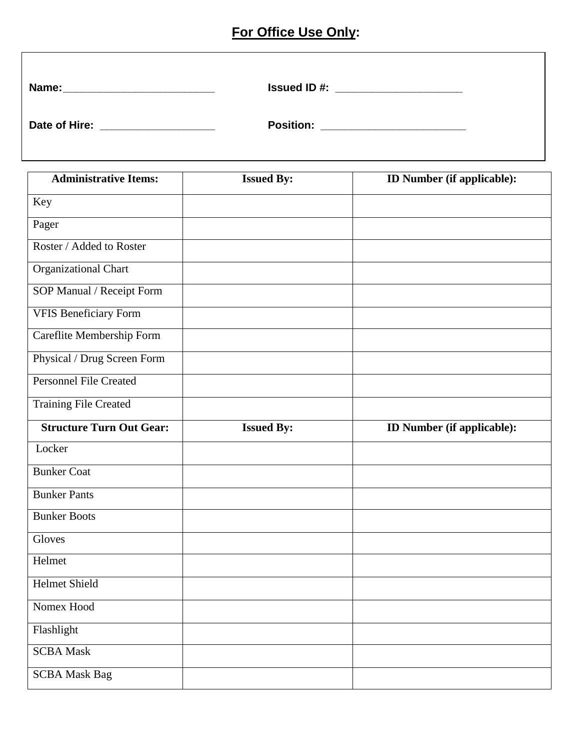**For Office Use Only:**

**Name:**_________________________ **Issued ID #:** _____________________

**Date of Hire:** ___________________ **Position:** ________________________

| **Administrative Items:** | **Issued By:** | **ID Number (if applicable):** |
|---|---|---|
| Key | | |
| Pager | | |
| Roster / Added to Roster | | |
| Organizational Chart | | |
| SOP Manual / Receipt Form | | |
| VFIS Beneficiary Form | | |
| Careflite Membership Form | | |
| Physical / Drug Screen Form | | |
| Personnel File Created | | |
| Training File Created | | |
| **Structure Turn Out Gear:** | **Issued By:** | **ID Number (if applicable):** |
| Locker | | |
| Bunker Coat | | |
| Bunker Pants | | |
| Bunker Boots | | |
| Gloves | | |
| Helmet | | |
| Helmet Shield | | |
| Nomex Hood | | |
| Flashlight | | |
| SCBA Mask | | |
| SCBA Mask Bag | | |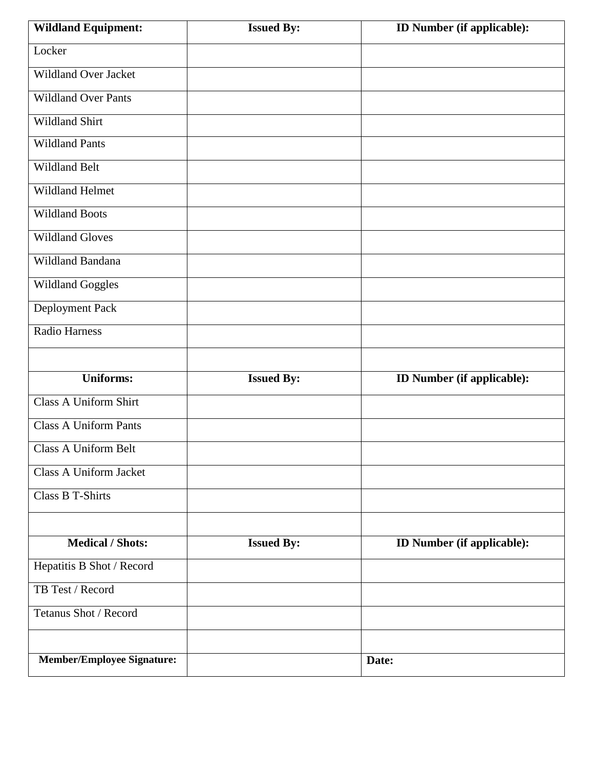| **Wildland Equipment:** | **Issued By:** | **ID Number (if applicable):** |
| --- | --- | --- |
| Locker | | |
| Wildland Over Jacket | | |
| Wildland Over Pants | | |
| Wildland Shirt | | |
| Wildland Pants | | |
| Wildland Belt | | |
| Wildland Helmet | | |
| Wildland Boots | | |
| Wildland Gloves | | |
| Wildland Bandana | | |
| Wildland Goggles | | |
| Deployment Pack | | |
| Radio Harness | | |
| | | |
| **Uniforms:** | **Issued By:** | **ID Number (if applicable):** |
| Class A Uniform Shirt | | |
| Class A Uniform Pants | | |
| Class A Uniform Belt | | |
| Class A Uniform Jacket | | |
| Class B T-Shirts | | |
| | | |
| **Medical / Shots:** | **Issued By:** | **ID Number (if applicable):** |
| Hepatitis B Shot / Record | | |
| TB Test / Record | | |
| Tetanus Shot / Record | | |
| | | |
| **Member/Employee Signature:** | | **Date:** |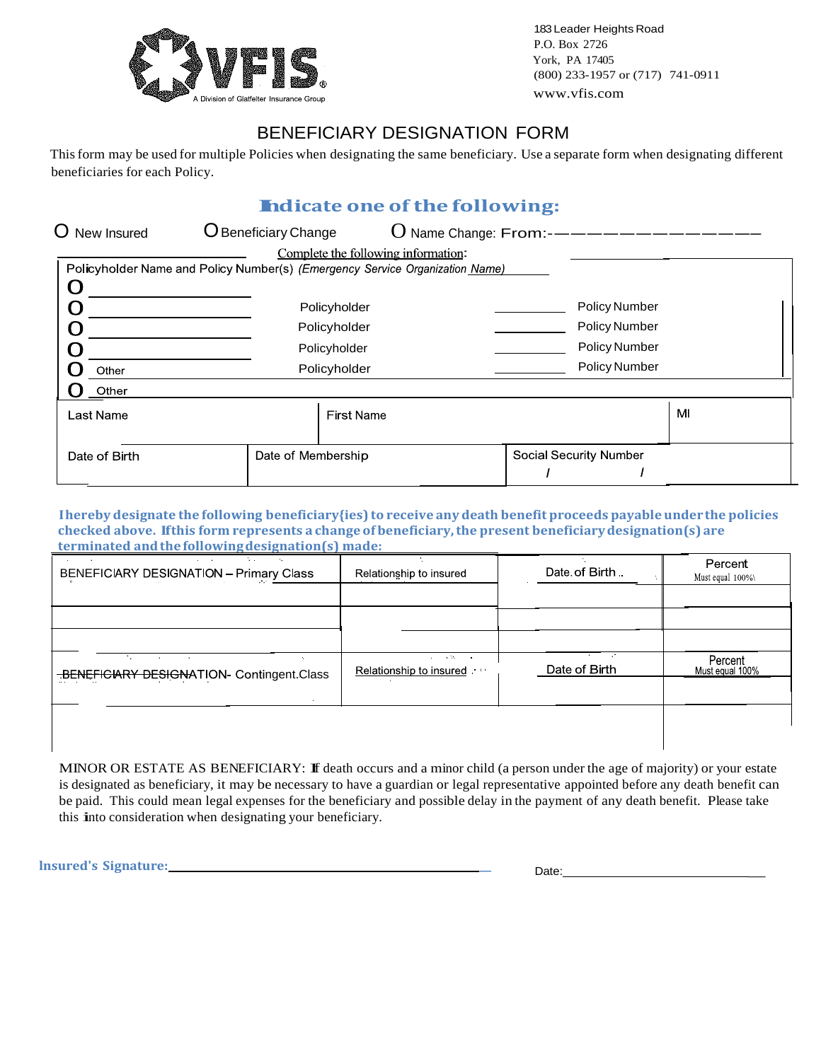VFIS
A Division of Glatfelter Insurance Group

183 Leader Heights Road
P.O. Box 2726
York, PA 17405
(800) 233-1957 or (717) 741-0911
www.vfis.com

# BENEFICIARY DESIGNATION FORM

This form may be used for multiple Policies when designating the same beneficiary. Use a separate form when designating different beneficiaries for each Policy.

## Indicate one of the following:

O New Insured O Beneficiary Change O Name Change: From:-

Complete the following information:

Policyholder Name and Policy Number(s) *(Emergency Service Organization Name)*

O ______________

O ______________ Policyholder ________ Policy Number

O ______________ Policyholder ________ Policy Number

O ______________ Policyholder ________ Policy Number

O Other Policyholder ________ Policy Number

O Other

| Last Name | First Name | MI |
|---|---|---|
| | | |

| Date of Birth | Date of Membership | Social Security Number |
|---|---|---|
| | | / / |

**I hereby designate the following beneficiary(ies) to receive any death benefit proceeds payable under the policies checked above. If this form represents a change of beneficiary, the present beneficiary designation(s) are terminated and the following designation(s) made:**

| BENEFICIARY DESIGNATION – Primary Class | Relationship to insured | Date of Birth | Percent Must equal 100% |
|---|---|---|---|
| | | | |
| | | | |
| | | | |

| BENEFICIARY DESIGNATION- Contingent Class | Relationship to insured | Date of Birth | Percent Must equal 100% |
|---|---|---|---|
| | | | |
| | | | |

MINOR OR ESTATE AS BENEFICIARY: If death occurs and a minor child (a person under the age of majority) or your estate is designated as beneficiary, it may be necessary to have a guardian or legal representative appointed before any death benefit can be paid. This could mean legal expenses for the beneficiary and possible delay in the payment of any death benefit. Please take this into consideration when designating your beneficiary.

**Insured's Signature:** ______________________________ Date: ______________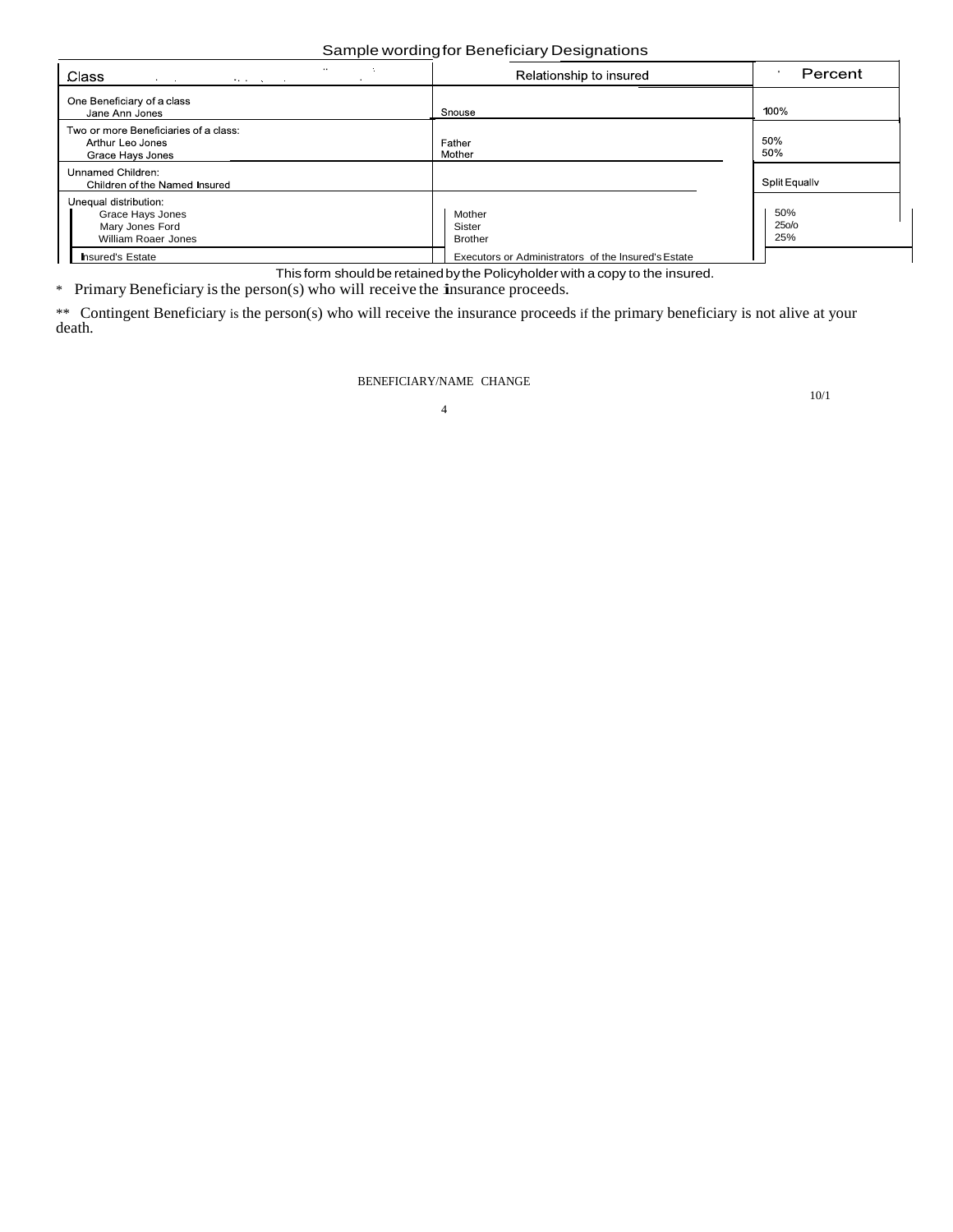## Sample wording for Beneficiary Designations

| Class | Relationship to insured | Percent |
|---|---|---|
| One Beneficiary of a class<br>Jane Ann Jones | Snouse | 100% |
| Two or more Beneficiaries of a class:<br>Arthur Leo Jones<br>Grace Hays Jones | <br>Father<br>Mother | <br>50%<br>50% |
| Unnamed Children:<br>Children of the Named Insured | | Split Equallv |
| Unequal distribution:<br>Grace Hays Jones<br>Mary Jones Ford<br>William Roaer Jones | <br>Mother<br>Sister<br>Brother | <br>50%<br>25o/o<br>25% |
| Insured's Estate | Executors or Administrators of the Insured's Estate | |

This form should be retained by the Policyholder with a copy to the insured.

\* Primary Beneficiary is the person(s) who will receive the insurance proceeds.

\*\* Contingent Beneficiary is the person(s) who will receive the insurance proceeds if the primary beneficiary is not alive at your death.

BENEFICIARY/NAME CHANGE

10/1